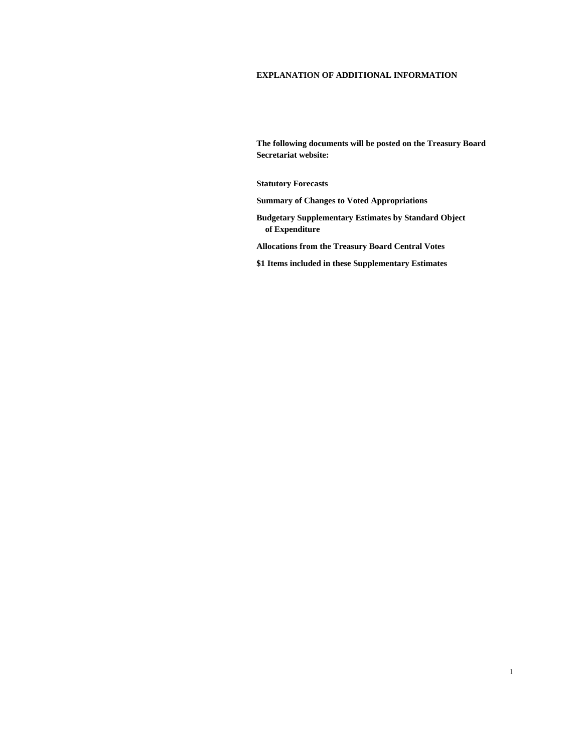# EXPLANATION OF ADDITIONAL INFORMATION

**The following documents will be posted on the Treasury Board Secretariat website:**

**Statutory Forecasts**

**Summary of Changes to Voted Appropriations**

**Budgetary Supplementary Estimates by Standard Object of Expenditure**

**Allocations from the Treasury Board Central Votes**

**$1 Items included in these Supplementary Estimates**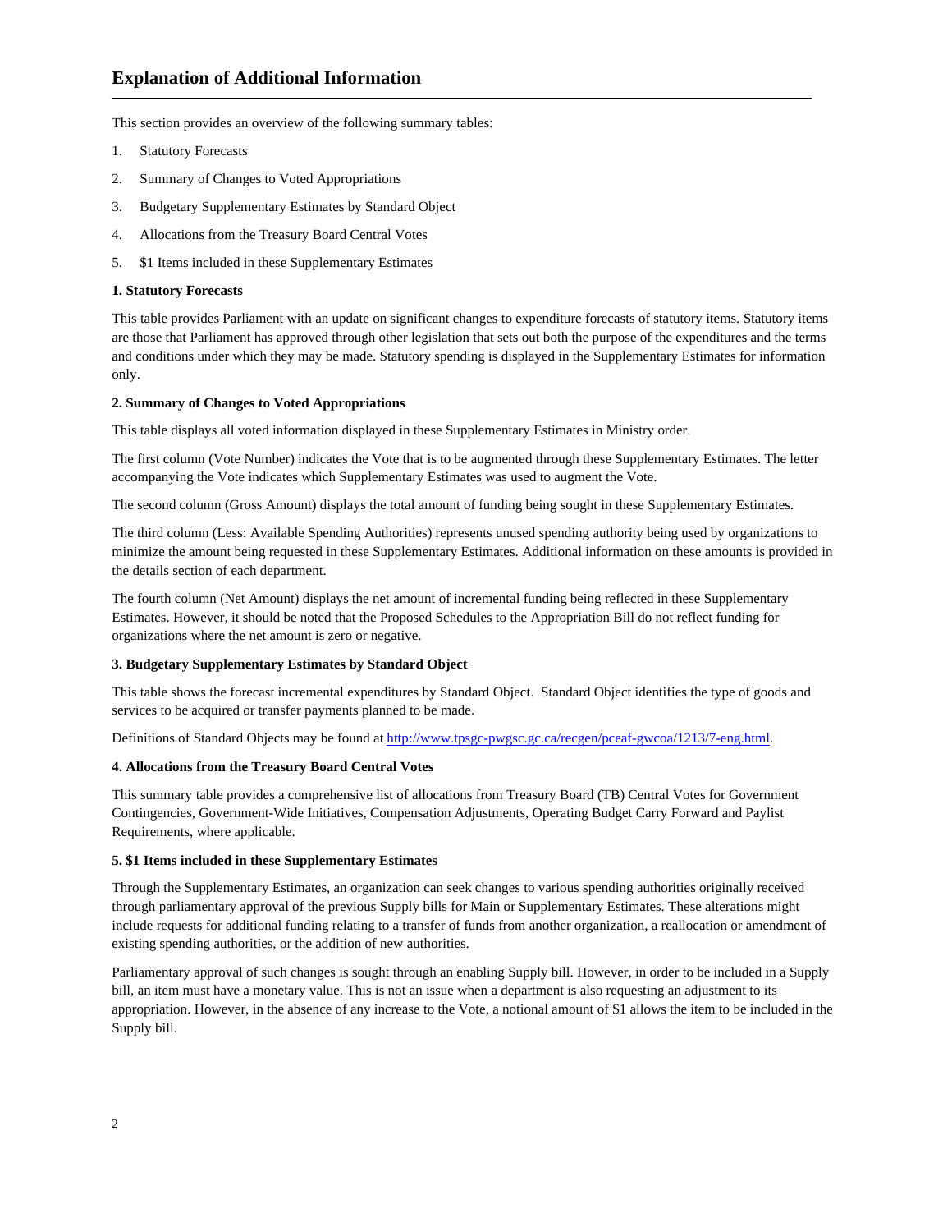# Explanation of Additional Information

This section provides an overview of the following summary tables:

1. Statutory Forecasts
2. Summary of Changes to Voted Appropriations
3. Budgetary Supplementary Estimates by Standard Object
4. Allocations from the Treasury Board Central Votes
5. $1 Items included in these Supplementary Estimates

**1. Statutory Forecasts**

This table provides Parliament with an update on significant changes to expenditure forecasts of statutory items. Statutory items are those that Parliament has approved through other legislation that sets out both the purpose of the expenditures and the terms and conditions under which they may be made. Statutory spending is displayed in the Supplementary Estimates for information only.

**2. Summary of Changes to Voted Appropriations**

This table displays all voted information displayed in these Supplementary Estimates in Ministry order.

The first column (Vote Number) indicates the Vote that is to be augmented through these Supplementary Estimates. The letter accompanying the Vote indicates which Supplementary Estimates was used to augment the Vote.

The second column (Gross Amount) displays the total amount of funding being sought in these Supplementary Estimates.

The third column (Less: Available Spending Authorities) represents unused spending authority being used by organizations to minimize the amount being requested in these Supplementary Estimates. Additional information on these amounts is provided in the details section of each department.

The fourth column (Net Amount) displays the net amount of incremental funding being reflected in these Supplementary Estimates. However, it should be noted that the Proposed Schedules to the Appropriation Bill do not reflect funding for organizations where the net amount is zero or negative.

**3. Budgetary Supplementary Estimates by Standard Object**

This table shows the forecast incremental expenditures by Standard Object. Standard Object identifies the type of goods and services to be acquired or transfer payments planned to be made.

Definitions of Standard Objects may be found at http://www.tpsgc-pwgsc.gc.ca/recgen/pceaf-gwcoa/1213/7-eng.html.

**4. Allocations from the Treasury Board Central Votes**

This summary table provides a comprehensive list of allocations from Treasury Board (TB) Central Votes for Government Contingencies, Government-Wide Initiatives, Compensation Adjustments, Operating Budget Carry Forward and Paylist Requirements, where applicable.

**5. $1 Items included in these Supplementary Estimates**

Through the Supplementary Estimates, an organization can seek changes to various spending authorities originally received through parliamentary approval of the previous Supply bills for Main or Supplementary Estimates. These alterations might include requests for additional funding relating to a transfer of funds from another organization, a reallocation or amendment of existing spending authorities, or the addition of new authorities.

Parliamentary approval of such changes is sought through an enabling Supply bill. However, in order to be included in a Supply bill, an item must have a monetary value. This is not an issue when a department is also requesting an adjustment to its appropriation. However, in the absence of any increase to the Vote, a notional amount of $1 allows the item to be included in the Supply bill.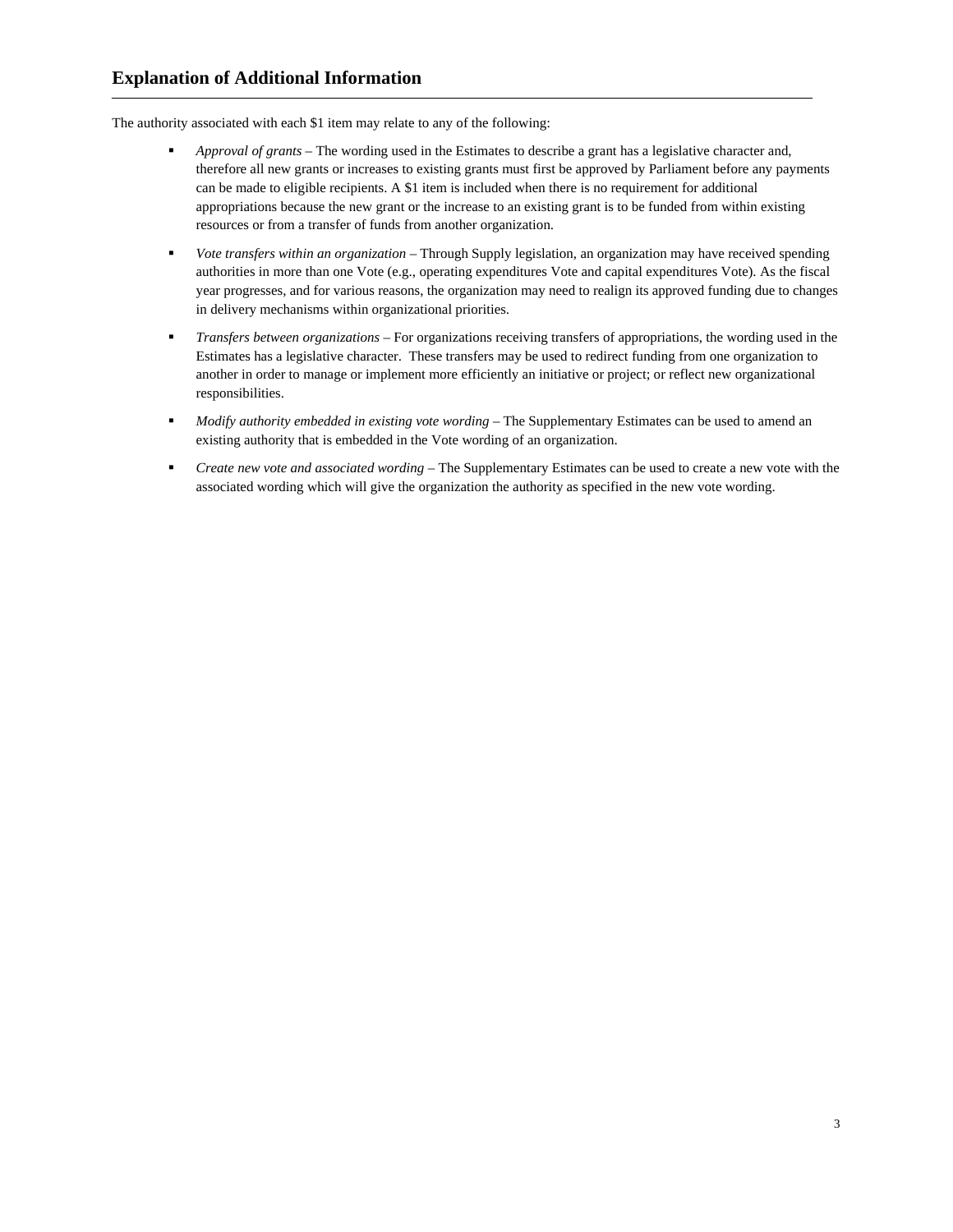## Explanation of Additional Information

The authority associated with each $1 item may relate to any of the following:

- *Approval of grants* – The wording used in the Estimates to describe a grant has a legislative character and, therefore all new grants or increases to existing grants must first be approved by Parliament before any payments can be made to eligible recipients. A $1 item is included when there is no requirement for additional appropriations because the new grant or the increase to an existing grant is to be funded from within existing resources or from a transfer of funds from another organization.
- *Vote transfers within an organization* – Through Supply legislation, an organization may have received spending authorities in more than one Vote (e.g., operating expenditures Vote and capital expenditures Vote). As the fiscal year progresses, and for various reasons, the organization may need to realign its approved funding due to changes in delivery mechanisms within organizational priorities.
- *Transfers between organizations* – For organizations receiving transfers of appropriations, the wording used in the Estimates has a legislative character. These transfers may be used to redirect funding from one organization to another in order to manage or implement more efficiently an initiative or project; or reflect new organizational responsibilities.
- *Modify authority embedded in existing vote wording* – The Supplementary Estimates can be used to amend an existing authority that is embedded in the Vote wording of an organization.
- *Create new vote and associated wording* – The Supplementary Estimates can be used to create a new vote with the associated wording which will give the organization the authority as specified in the new vote wording.